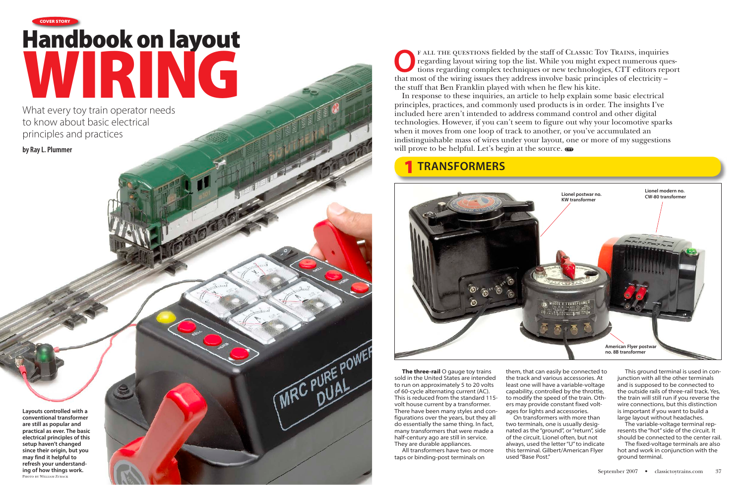COVER STORY

# Handbook on layout WIRING

## What every toy train operator needs to know about basic electrical principles and practices

**by Ray L. Plummer**

Layouts controlled with a conventional transformer are still as popular and practical as ever. The basic electrical principles of this setup haven't changed since their origin, but you may find it helpful to refresh your understanding of how things work.
Photo by William Zuback

Of all the questions fielded by the staff of Classic Toy Trains, inquiries regarding layout wiring top the list. While you might expect numerous questions regarding complex techniques or new technologies, CTT editors report that most of the wiring issues they address involve basic principles of electricity – the stuff that Ben Franklin played with when he flew his kite.

In response to these inquiries, an article to help explain some basic electrical principles, practices, and commonly used products is in order. The insights I've included here aren't intended to address command control and other digital technologies. However, if you can't seem to figure out why your locomotive sparks when it moves from one loop of track to another, or you've accumulated an indistinguishable mass of wires under your layout, one or more of my suggestions will prove to be helpful. Let's begin at the source.

## 1 TRANSFORMERS

Lionel postwar no. KW transformer

Lionel modern no. CW-80 transformer

American Flyer postwar no. 8B transformer

**The three-rail** O gauge toy trains sold in the United States are intended to run on approximately 5 to 20 volts of 60-cycle alternating current (AC). This is reduced from the standard 115-volt house current by a transformer. There have been many styles and configurations over the years, but they all do essentially the same thing. In fact, many transformers that were made a half-century ago are still in service. They are durable appliances.

All transformers have two or more taps or binding-post terminals on them, that can easily be connected to the track and various accessories. At least one will have a variable-voltage capability, controlled by the throttle, to modify the speed of the train. Others may provide constant fixed voltages for lights and accessories.

On transformers with more than two terminals, one is usually designated as the "ground", or "return", side of the circuit. Lionel often, but not always, used the letter "U" to indicate this terminal. Gilbert/American Flyer used "Base Post."

This ground terminal is used in conjunction with all the other terminals and is supposed to be connected to the outside rails of three-rail track. Yes, the train will still run if you reverse the wire connections, but this distinction is important if you want to build a large layout without headaches.

The variable-voltage terminal represents the "hot" side of the circuit. It should be connected to the center rail.

The fixed-voltage terminals are also hot and work in conjunction with the ground terminal.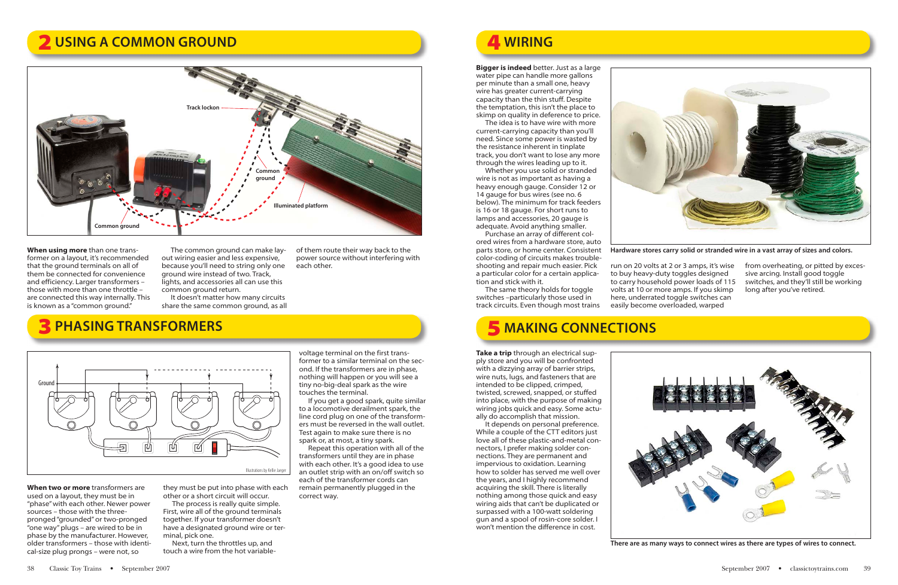## 2 USING A COMMON GROUND

Track lockon

Common ground

Illuminated platform

Common ground

**When using more** than one transformer on a layout, it's recommended that the ground terminals on all of them be connected for convenience and efficiency. Larger transformers – those with more than one throttle – are connected this way internally. This is known as a "common ground."

The common ground can make layout wiring easier and less expensive, because you'll need to string only one ground wire instead of two. Track, lights, and accessories all can use this common ground return.

It doesn't matter how many circuits share the same common ground, as all of them route their way back to the power source without interfering with each other.

## 3 PHASING TRANSFORMERS

Ground

Illustrations by Kellie Jaeger

**When two or more** transformers are used on a layout, they must be in "phase" with each other. Newer power sources – those with the three-pronged "grounded" or two-pronged "one way" plugs – are wired to be in phase by the manufacturer. However, older transformers – those with identical-size plug prongs – were not, so they must be put into phase with each other or a short circuit will occur.

The process is really quite simple. First, wire all of the ground terminals together. If your transformer doesn't have a designated ground wire or terminal, pick one.

Next, turn the throttles up, and touch a wire from the hot variable-voltage terminal on the first transformer to a similar terminal on the second. If the transformers are in phase, nothing will happen or you will see a tiny no-big-deal spark as the wire touches the terminal.

If you get a good spark, quite similar to a locomotive derailment spark, the line cord plug on one of the transformers must be reversed in the wall outlet. Test again to make sure there is no spark or, at most, a tiny spark.

Repeat this operation with all of the transformers until they are in phase with each other. It's a good idea to use an outlet strip with an on/off switch so each of the transformer cords can remain permanently plugged in the correct way.

## 4 WIRING

**Bigger is indeed** better. Just as a large water pipe can handle more gallons per minute than a small one, heavy wire has greater current-carrying capacity than the thin stuff. Despite the temptation, this isn't the place to skimp on quality in deference to price.

The idea is to have wire with more current-carrying capacity than you'll need. Since some power is wasted by the resistance inherent in tinplate track, you don't want to lose any more through the wires leading up to it.

Whether you use solid or stranded wire is not as important as having a heavy enough gauge. Consider 12 or 14 gauge for bus wires (see no. 6 below). The minimum for track feeders is 16 or 18 gauge. For short runs to lamps and accessories, 20 gauge is adequate. Avoid anything smaller.

Purchase an array of different colored wires from a hardware store, auto parts store, or home center. Consistent color-coding of circuits makes troubleshooting and repair much easier. Pick a particular color for a certain application and stick with it.

The same theory holds for toggle switches –particularly those used in track circuits. Even though most trains run on 20 volts at 2 or 3 amps, it's wise to buy heavy-duty toggles designed to carry household power loads of 115 volts at 10 or more amps. If you skimp here, underrated toggle switches can easily become overloaded, warped from overheating, or pitted by excessive arcing. Install good toggle switches, and they'll still be working long after you've retired.

Hardware stores carry solid or stranded wire in a vast array of sizes and colors.

## 5 MAKING CONNECTIONS

**Take a trip** through an electrical supply store and you will be confronted with a dizzying array of barrier strips, wire nuts, lugs, and fasteners that are intended to be clipped, crimped, twisted, screwed, snapped, or stuffed into place, with the purpose of making wiring jobs quick and easy. Some actually do accomplish that mission.

It depends on personal preference. While a couple of the CTT editors just love all of these plastic-and-metal connectors, I prefer making solder connections. They are permanent and impervious to oxidation. Learning how to solder has served me well over the years, and I highly recommend acquiring the skill. There is literally nothing among those quick and easy wiring aids that can't be duplicated or surpassed with a 100-watt soldering gun and a spool of rosin-core solder. I won't mention the difference in cost.

There are as many ways to connect wires as there are types of wires to connect.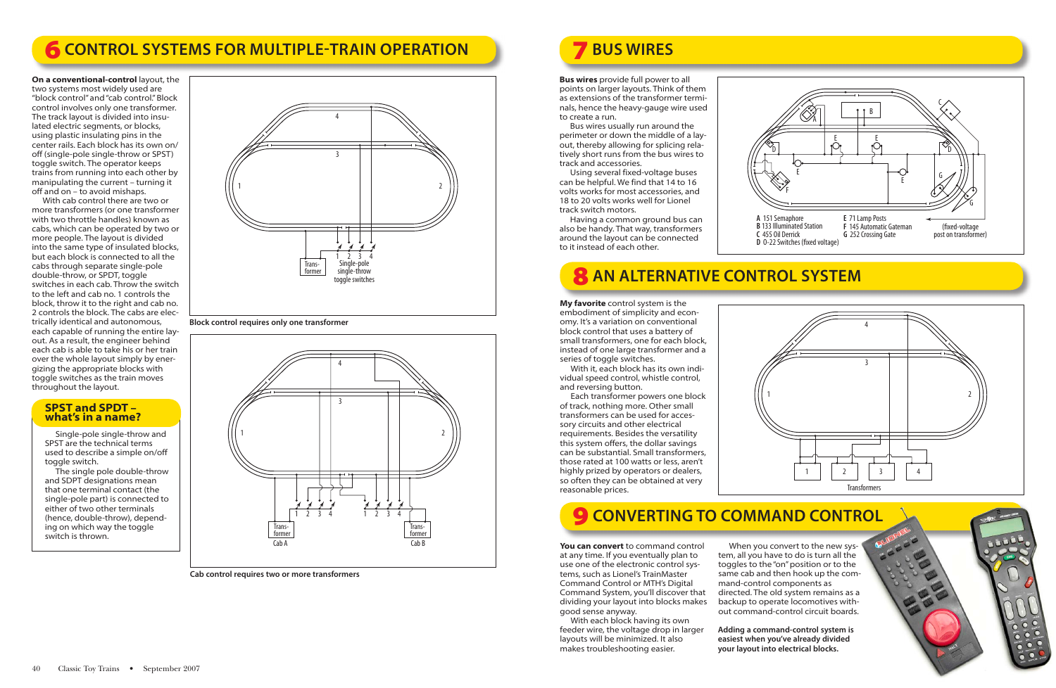# 6 CONTROL SYSTEMS FOR MULTIPLE-TRAIN OPERATION

**On a conventional-control** layout, the two systems most widely used are "block control" and "cab control." Block control involves only one transformer. The track layout is divided into insulated electric segments, or blocks, using plastic insulating pins in the center rails. Each block has its own on/off (single-pole single-throw or SPST) toggle switch. The operator keeps trains from running into each other by manipulating the current – turning it off and on – to avoid mishaps.

With cab control there are two or more transformers (or one transformer with two throttle handles) known as cabs, which can be operated by two or more people. The layout is divided into the same type of insulated blocks, but each block is connected to all the cabs through separate single-pole double-throw, or SPDT, toggle switches in each cab. Throw the switch to the left and cab no. 1 controls the block, throw it to the right and cab no. 2 controls the block. The cabs are electrically identical and autonomous, each capable of running the entire layout. As a result, the engineer behind each cab is able to take his or her train over the whole layout simply by energizing the appropriate blocks with toggle switches as the train moves throughout the layout.

## SPST and SPDT – what's in a name?

Single-pole single-throw and SPST are the technical terms used to describe a simple on/off toggle switch.

The single pole double-throw and SDPT designations mean that one terminal contact (the single-pole part) is connected to either of two other terminals (hence, double-throw), depending on which way the toggle switch is thrown.

4
3
1
2
Trans-former
1 2 3 4
Single-pole single-throw toggle switches

Block control requires only one transformer

4
3
1
2
1 2 3 4
1 2 3 4
Trans-former
Cab A
Trans-former
Cab B

Cab control requires two or more transformers

# 7 BUS WIRES

**Bus wires** provide full power to all points on larger layouts. Think of them as extensions of the transformer terminals, hence the heavy-gauge wire used to create a run.

Bus wires usually run around the perimeter or down the middle of a layout, thereby allowing for splicing relatively short runs from the bus wires to track and accessories.

Using several fixed-voltage buses can be helpful. We find that 14 to 16 volts works for most accessories, and 18 to 20 volts works well for Lionel track switch motors.

Having a common ground bus can also be handy. That way, transformers around the layout can be connected to it instead of each other.

A B C D D E E E E F G G

A 151 Semaphore
B 133 Illuminated Station
C 455 Oil Derrick
D 0-22 Switches (fixed voltage)
E 71 Lamp Posts
F 145 Automatic Gateman
G 252 Crossing Gate
(fixed-voltage post on transformer)

# 8 AN ALTERNATIVE CONTROL SYSTEM

**My favorite** control system is the embodiment of simplicity and economy. It's a variation on conventional block control that uses a battery of small transformers, one for each block, instead of one large transformer and a series of toggle switches.

With it, each block has its own individual speed control, whistle control, and reversing button.

Each transformer powers one block of track, nothing more. Other small transformers can be used for accessory circuits and other electrical requirements. Besides the versatility this system offers, the dollar savings can be substantial. Small transformers, those rated at 100 watts or less, aren't highly prized by operators or dealers, so often they can be obtained at very reasonable prices.

4
3
1
2
1 2 3 4
Transformers

# 9 CONVERTING TO COMMAND CONTROL

**You can convert** to command control at any time. If you eventually plan to use one of the electronic control systems, such as Lionel's TrainMaster Command Control or MTH's Digital Command System, you'll discover that dividing your layout into blocks makes good sense anyway.

With each block having its own feeder wire, the voltage drop in larger layouts will be minimized. It also makes troubleshooting easier.

When you convert to the new system, all you have to do is turn all the toggles to the "on" position or to the same cab and then hook up the command-control components as directed. The old system remains as a backup to operate locomotives without command-control circuit boards.

**Adding a command-control system is easiest when you've already divided your layout into electrical blocks.**